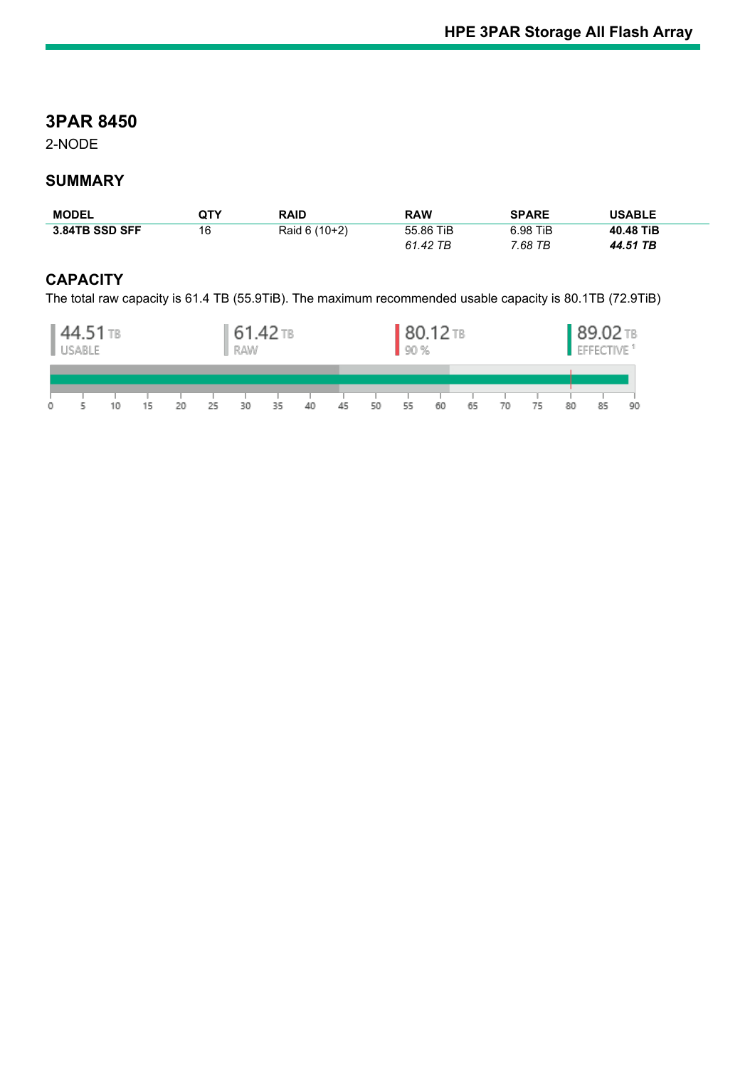## 3PAR 8450

2-NODE

### SUMMARY

| MODEL | QTY | RAID | RAW | SPARE | USABLE |
|---|---|---|---|---|---|
| **3.84TB SSD SFF** | 16 | Raid 6 (10+2) | 55.86 TiB | 6.98 TiB | **40.48 TiB** |
| | | | *61.42 TB* | *7.68 TB* | ***44.51 TB*** |

### CAPACITY

The total raw capacity is 61.4 TB (55.9TiB). The maximum recommended usable capacity is 80.1TB (72.9TiB)

44.51 TB USABLE | 61.42 TB RAW | 80.12 TB 90 % | 89.02 TB EFFECTIVE [1]

0 5 10 15 20 25 30 35 40 45 50 55 60 65 70 75 80 85 90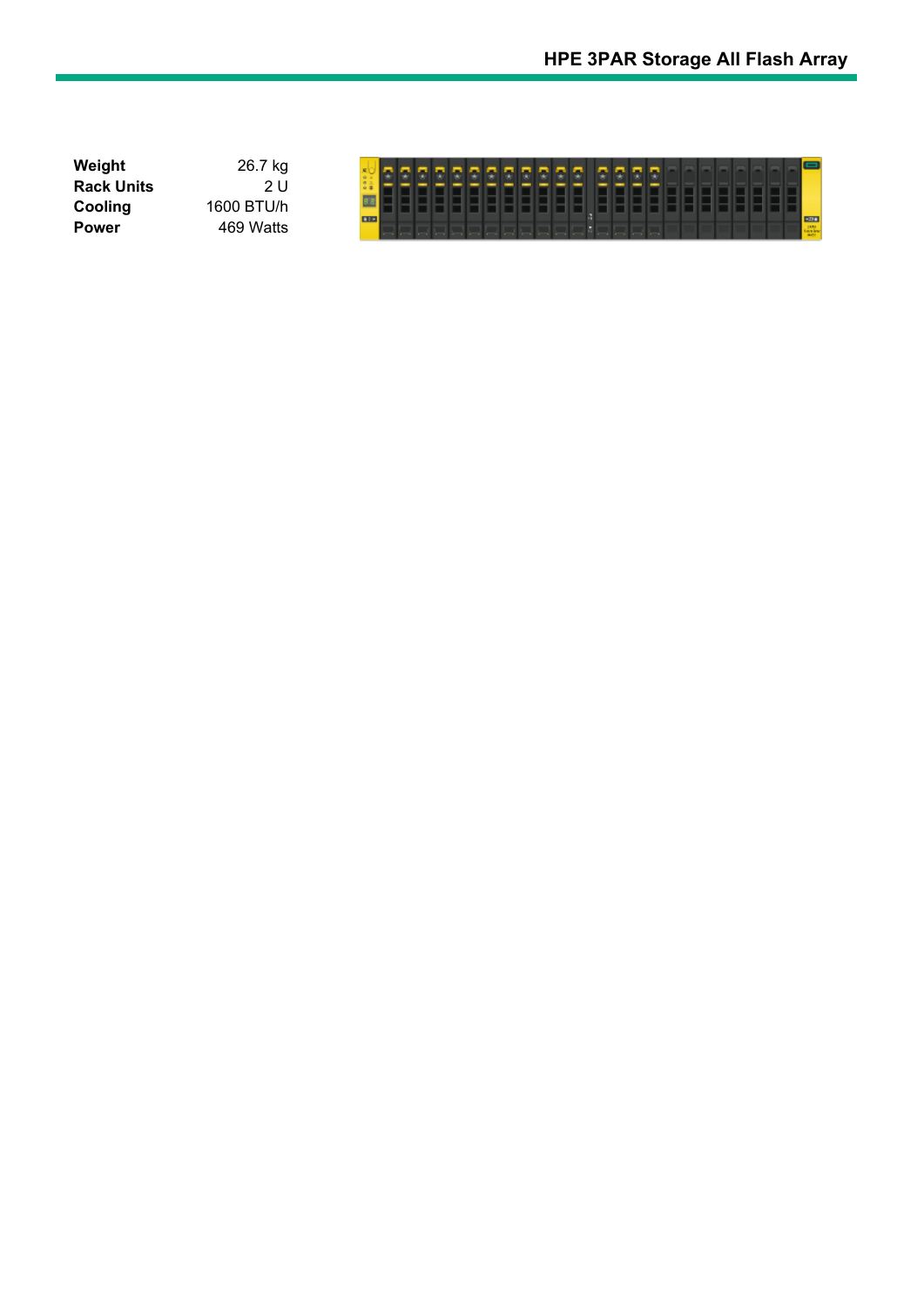| Weight | 26.7 kg |
| --- | --- |
| Rack Units | 2 U |
| Cooling | 1600 BTU/h |
| Power | 469 Watts |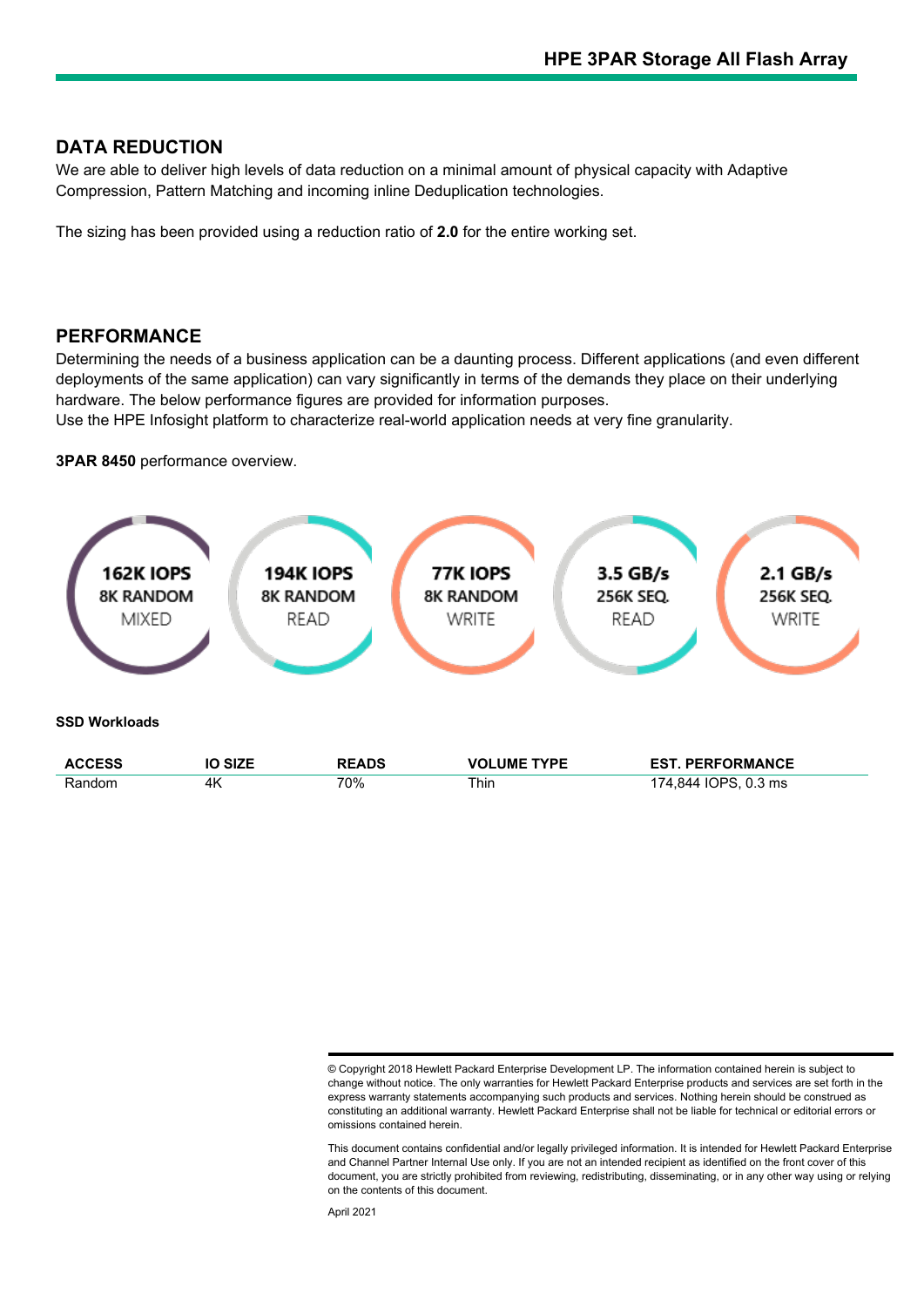## DATA REDUCTION

We are able to deliver high levels of data reduction on a minimal amount of physical capacity with Adaptive Compression, Pattern Matching and incoming inline Deduplication technologies.

The sizing has been provided using a reduction ratio of **2.0** for the entire working set.

## PERFORMANCE

Determining the needs of a business application can be a daunting process. Different applications (and even different deployments of the same application) can vary significantly in terms of the demands they place on their underlying hardware. The below performance figures are provided for information purposes.
Use the HPE Infosight platform to characterize real-world application needs at very fine granularity.

**3PAR 8450** performance overview.

**162K IOPS** 8K RANDOM MIXED

**194K IOPS** 8K RANDOM READ

**77K IOPS** 8K RANDOM WRITE

**3.5 GB/s** 256K SEQ. READ

**2.1 GB/s** 256K SEQ. WRITE

**SSD Workloads**

| ACCESS | IO SIZE | READS | VOLUME TYPE | EST. PERFORMANCE |
|---|---|---|---|---|
| Random | 4K | 70% | Thin | 174,844 IOPS, 0.3 ms |

© Copyright 2018 Hewlett Packard Enterprise Development LP. The information contained herein is subject to change without notice. The only warranties for Hewlett Packard Enterprise products and services are set forth in the express warranty statements accompanying such products and services. Nothing herein should be construed as constituting an additional warranty. Hewlett Packard Enterprise shall not be liable for technical or editorial errors or omissions contained herein.

This document contains confidential and/or legally privileged information. It is intended for Hewlett Packard Enterprise and Channel Partner Internal Use only. If you are not an intended recipient as identified on the front cover of this document, you are strictly prohibited from reviewing, redistributing, disseminating, or in any other way using or relying on the contents of this document.

April 2021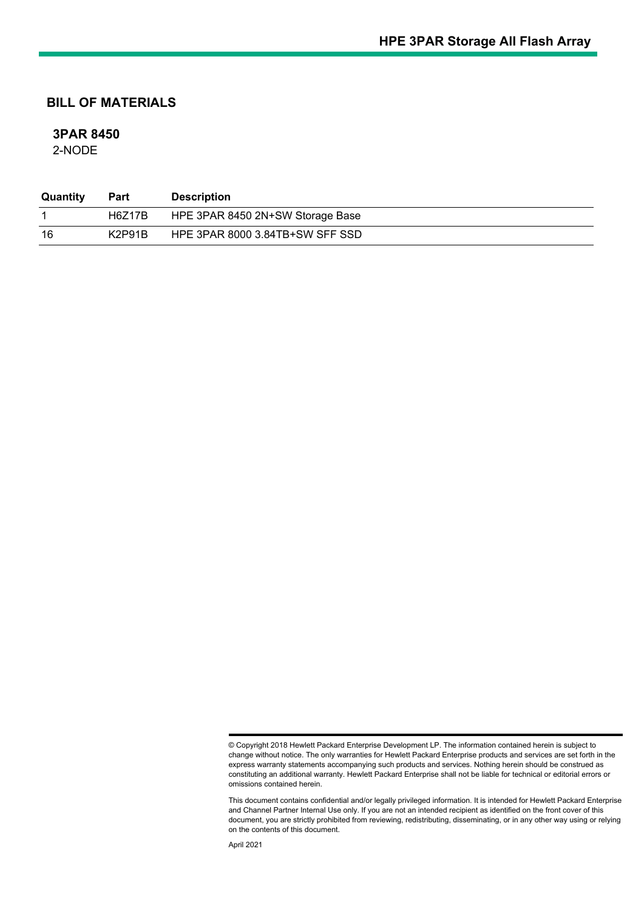## BILL OF MATERIALS

### 3PAR 8450

2-NODE

| Quantity | Part | Description |
|---|---|---|
| 1 | H6Z17B | HPE 3PAR 8450 2N+SW Storage Base |
| 16 | K2P91B | HPE 3PAR 8000 3.84TB+SW SFF SSD |

© Copyright 2018 Hewlett Packard Enterprise Development LP. The information contained herein is subject to change without notice. The only warranties for Hewlett Packard Enterprise products and services are set forth in the express warranty statements accompanying such products and services. Nothing herein should be construed as constituting an additional warranty. Hewlett Packard Enterprise shall not be liable for technical or editorial errors or omissions contained herein.

This document contains confidential and/or legally privileged information. It is intended for Hewlett Packard Enterprise and Channel Partner Internal Use only. If you are not an intended recipient as identified on the front cover of this document, you are strictly prohibited from reviewing, redistributing, disseminating, or in any other way using or relying on the contents of this document.

April 2021